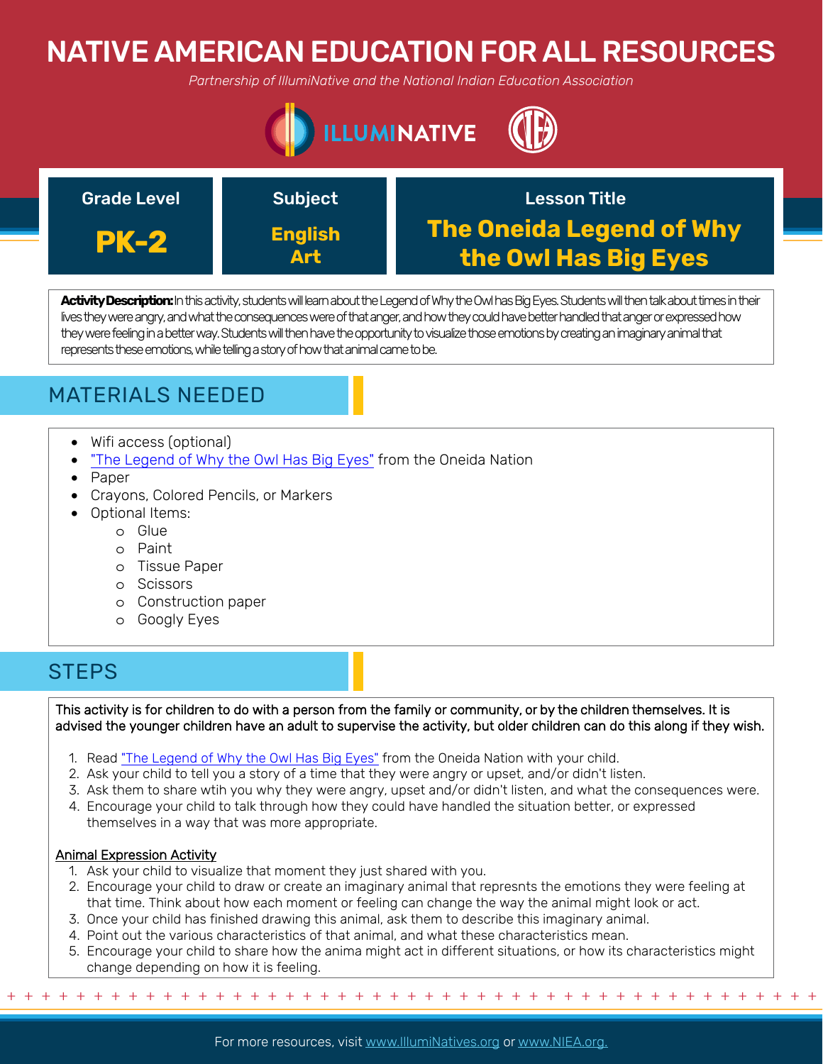# NATIVE AMERICAN EDUCATION FOR ALL RESOURCES

*Partnership of IllumiNative and the National Indian Education Association*

| Grade Level | Subject | Lesson Title |
| --- | --- | --- |
| **PK-2** | **English Art** | **The Oneida Legend of Why the Owl Has Big Eyes** |

**Activity Description:** In this activity, students will learn about the Legend of Why the Owl has Big Eyes. Students will then talk about times in their lives they were angry, and what the consequences were of that anger, and how they could have better handled that anger or expressed how they were feeling in a better way. Students will then have the opportunity to visualize those emotions by creating an imaginary animal that represents these emotions, while telling a story of how that animal came to be.

## MATERIALS NEEDED

- Wifi access (optional)
- "The Legend of Why the Owl Has Big Eyes" from the Oneida Nation
- Paper
- Crayons, Colored Pencils, or Markers
- Optional Items:
  - Glue
  - Paint
  - Tissue Paper
  - Scissors
  - Construction paper
  - Googly Eyes

## STEPS

This activity is for children to do with a person from the family or community, or by the children themselves. It is advised the younger children have an adult to supervise the activity, but older children can do this along if they wish.

1. Read "The Legend of Why the Owl Has Big Eyes" from the Oneida Nation with your child.
2. Ask your child to tell you a story of a time that they were angry or upset, and/or didn't listen.
3. Ask them to share wtih you why they were angry, upset and/or didn't listen, and what the consequences were.
4. Encourage your child to talk through how they could have handled the situation better, or expressed themselves in a way that was more appropriate.

<u>Animal Expression Activity</u>

1. Ask your child to visualize that moment they just shared with you.
2. Encourage your child to draw or create an imaginary animal that represnts the emotions they were feeling at that time. Think about how each moment or feeling can change the way the animal might look or act.
3. Once your child has finished drawing this animal, ask them to describe this imaginary animal.
4. Point out the various characteristics of that animal, and what these characteristics mean.
5. Encourage your child to share how the anima might act in different situations, or how its characteristics might change depending on how it is feeling.

For more resources, visit www.IllumiNatives.org or www.NIEA.org.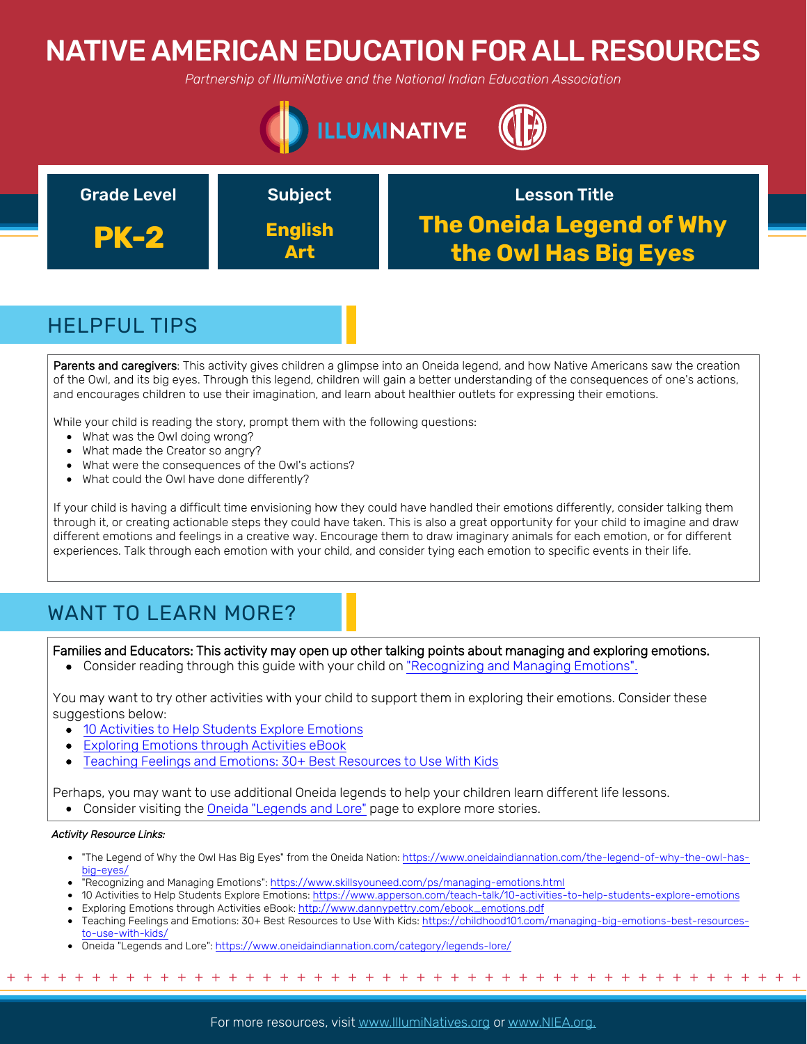# NATIVE AMERICAN EDUCATION FOR ALL RESOURCES

*Partnership of IllumiNative and the National Indian Education Association*

| Grade Level | Subject | Lesson Title |
| --- | --- | --- |
| **PK-2** | **English Art** | **The Oneida Legend of Why the Owl Has Big Eyes** |

## HELPFUL TIPS

Parents and caregivers: This activity gives children a glimpse into an Oneida legend, and how Native Americans saw the creation of the Owl, and its big eyes. Through this legend, children will gain a better understanding of the consequences of one's actions, and encourages children to use their imagination, and learn about healthier outlets for expressing their emotions.

While your child is reading the story, prompt them with the following questions:

- What was the Owl doing wrong?
- What made the Creator so angry?
- What were the consequences of the Owl's actions?
- What could the Owl have done differently?

If your child is having a difficult time envisioning how they could have handled their emotions differently, consider talking them through it, or creating actionable steps they could have taken. This is also a great opportunity for your child to imagine and draw different emotions and feelings in a creative way. Encourage them to draw imaginary animals for each emotion, or for different experiences. Talk through each emotion with your child, and consider tying each emotion to specific events in their life.

## WANT TO LEARN MORE?

Families and Educators: This activity may open up other talking points about managing and exploring emotions.

- Consider reading through this guide with your child on "Recognizing and Managing Emotions".

You may want to try other activities with your child to support them in exploring their emotions. Consider these suggestions below:

- 10 Activities to Help Students Explore Emotions
- Exploring Emotions through Activities eBook
- Teaching Feelings and Emotions: 30+ Best Resources to Use With Kids

Perhaps, you may want to use additional Oneida legends to help your children learn different life lessons.

- Consider visiting the Oneida "Legends and Lore" page to explore more stories.

***Activity Resource Links:***

- "The Legend of Why the Owl Has Big Eyes" from the Oneida Nation: https://www.oneidaindiannation.com/the-legend-of-why-the-owl-has-big-eyes/
- "Recognizing and Managing Emotions": https://www.skillsyouneed.com/ps/managing-emotions.html
- 10 Activities to Help Students Explore Emotions: https://www.apperson.com/teach-talk/10-activities-to-help-students-explore-emotions
- Exploring Emotions through Activities eBook: http://www.dannypettry.com/ebook_emotions.pdf
- Teaching Feelings and Emotions: 30+ Best Resources to Use With Kids: https://childhood101.com/managing-big-emotions-best-resources-to-use-with-kids/
- Oneida "Legends and Lore": https://www.oneidaindiannation.com/category/legends-lore/

For more resources, visit www.IllumiNatives.org or www.NIEA.org.